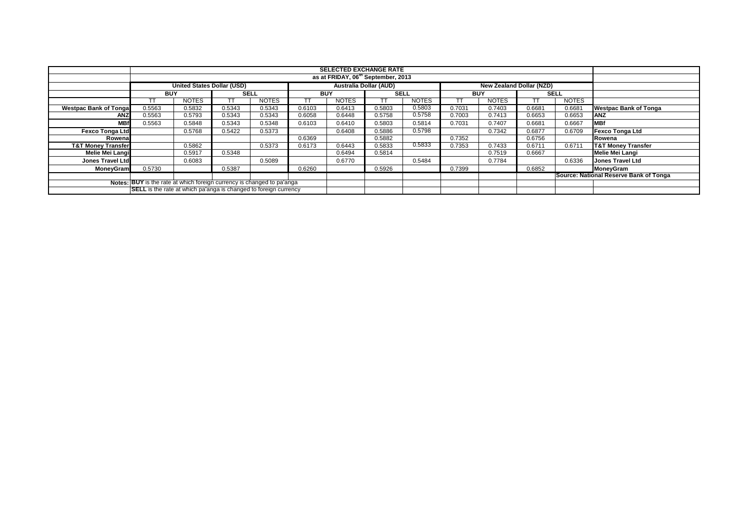| | SELECTED EXCHANGE RATE | | | | | | | | | | | | |
|---|---|---|---|---|---|---|---|---|---|---|---|---|---|
| | as at FRIDAY, 06th September, 2013 | | | | | | | | | | | | |
| | United States Dollar (USD) | | | | Australia Dollar (AUD) | | | | New Zealand Dollar (NZD) | | | | |
| | BUY | | SELL | | BUY | | SELL | | BUY | | SELL | | |
| | TT | NOTES | TT | NOTES | TT | NOTES | TT | NOTES | TT | NOTES | TT | NOTES | |
| Westpac Bank of Tonga | 0.5563 | 0.5832 | 0.5343 | 0.5343 | 0.6103 | 0.6413 | 0.5803 | 0.5803 | 0.7031 | 0.7403 | 0.6681 | 0.6681 | Westpac Bank of Tonga |
| ANZ | 0.5563 | 0.5793 | 0.5343 | 0.5343 | 0.6058 | 0.6448 | 0.5758 | 0.5758 | 0.7003 | 0.7413 | 0.6653 | 0.6653 | ANZ |
| MBf | 0.5563 | 0.5848 | 0.5343 | 0.5348 | 0.6103 | 0.6410 | 0.5803 | 0.5814 | 0.7031 | 0.7407 | 0.6681 | 0.6667 | MBf |
| Fexco Tonga Ltd | | 0.5768 | 0.5422 | 0.5373 | | 0.6408 | 0.5886 | 0.5798 | | 0.7342 | 0.6877 | 0.6709 | Fexco Tonga Ltd |
| Rowena | | | | | 0.6369 | | 0.5882 | | 0.7352 | | 0.6756 | | Rowena |
| T&T Money Transfer | | 0.5862 | | 0.5373 | 0.6173 | 0.6443 | 0.5833 | 0.5833 | 0.7353 | 0.7433 | 0.6711 | 0.6711 | T&T Money Transfer |
| Melie Mei Langi | | 0.5917 | 0.5348 | | | 0.6494 | 0.5814 | | | 0.7519 | 0.6667 | | Melie Mei Langi |
| Jones Travel Ltd | | 0.6083 | | 0.5089 | | 0.6770 | | 0.5484 | | 0.7784 | | 0.6336 | Jones Travel Ltd |
| MoneyGram | 0.5730 | | 0.5387 | | 0.6260 | | 0.5926 | | 0.7399 | | 0.6852 | | MoneyGram |
| | | | | | | | | | | | | | Source: National Reserve Bank of Tonga |
| Notes: | BUY is the rate at which foreign currency is changed to pa'anga | | | | | | | | | | | | |
| | SELL is the rate at which pa'anga is changed to foreign currency | | | | | | | | | | | | |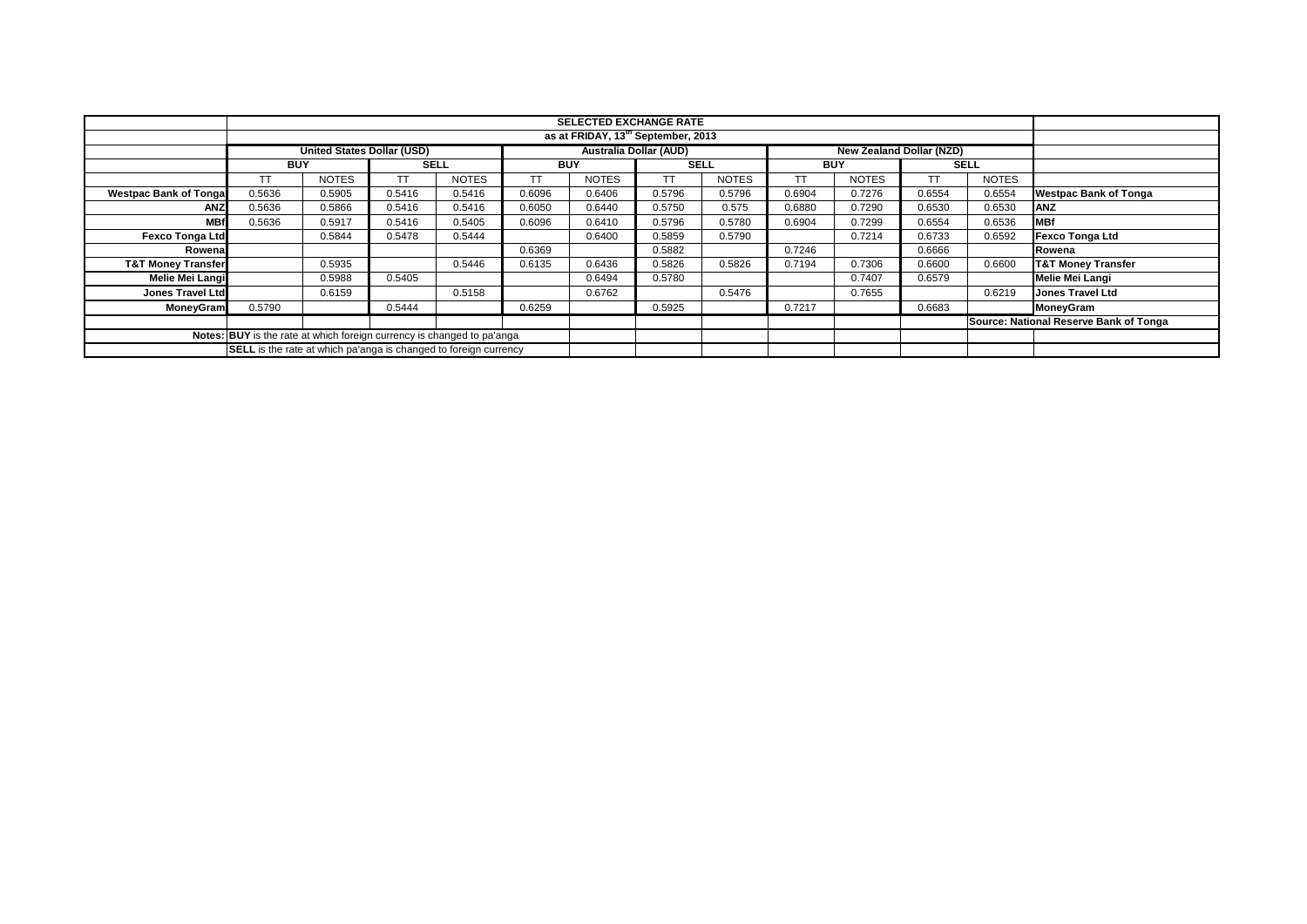| | SELECTED EXCHANGE RATE | | | | | | | | | | | | |
|---|---|---|---|---|---|---|---|---|---|---|---|---|---|
| | as at FRIDAY, 13th September, 2013 | | | | | | | | | | | | |
| | United States Dollar (USD) | | | | Australia Dollar (AUD) | | | | New Zealand Dollar (NZD) | | | | |
| | BUY | | SELL | | BUY | | SELL | | BUY | | SELL | | |
| | TT | NOTES | TT | NOTES | TT | NOTES | TT | NOTES | TT | NOTES | TT | NOTES | |
| **Westpac Bank of Tonga** | 0.5636 | 0.5905 | 0.5416 | 0.5416 | 0.6096 | 0.6406 | 0.5796 | 0.5796 | 0.6904 | 0.7276 | 0.6554 | 0.6554 | **Westpac Bank of Tonga** |
| **ANZ** | 0.5636 | 0.5866 | 0.5416 | 0.5416 | 0.6050 | 0.6440 | 0.5750 | 0.575 | 0.6880 | 0.7290 | 0.6530 | 0.6530 | **ANZ** |
| **MBf** | 0.5636 | 0.5917 | 0.5416 | 0.5405 | 0.6096 | 0.6410 | 0.5796 | 0.5780 | 0.6904 | 0.7299 | 0.6554 | 0.6536 | **MBf** |
| **Fexco Tonga Ltd** | | 0.5844 | 0.5478 | 0.5444 | | 0.6400 | 0.5859 | 0.5790 | | 0.7214 | 0.6733 | 0.6592 | **Fexco Tonga Ltd** |
| **Rowena** | | | | | 0.6369 | | 0.5882 | | 0.7246 | | 0.6666 | | **Rowena** |
| **T&T Money Transfer** | | 0.5935 | | 0.5446 | 0.6135 | 0.6436 | 0.5826 | 0.5826 | 0.7194 | 0.7306 | 0.6600 | 0.6600 | **T&T Money Transfer** |
| **Melie Mei Langi** | | 0.5988 | 0.5405 | | | 0.6494 | 0.5780 | | | 0.7407 | 0.6579 | | **Melie Mei Langi** |
| **Jones Travel Ltd** | | 0.6159 | | 0.5158 | | 0.6762 | | 0.5476 | | 0.7655 | | 0.6219 | **Jones Travel Ltd** |
| **MoneyGram** | 0.5790 | | 0.5444 | | 0.6259 | | 0.5925 | | 0.7217 | | 0.6683 | | **MoneyGram** |
| | | | | | | | | | | | | | **Source: National Reserve Bank of Tonga** |
| **Notes:** | **BUY** is the rate at which foreign currency is changed to pa'anga | | | | | | | | | | | | |
| | **SELL** is the rate at which pa'anga is changed to foreign currency | | | | | | | | | | | | |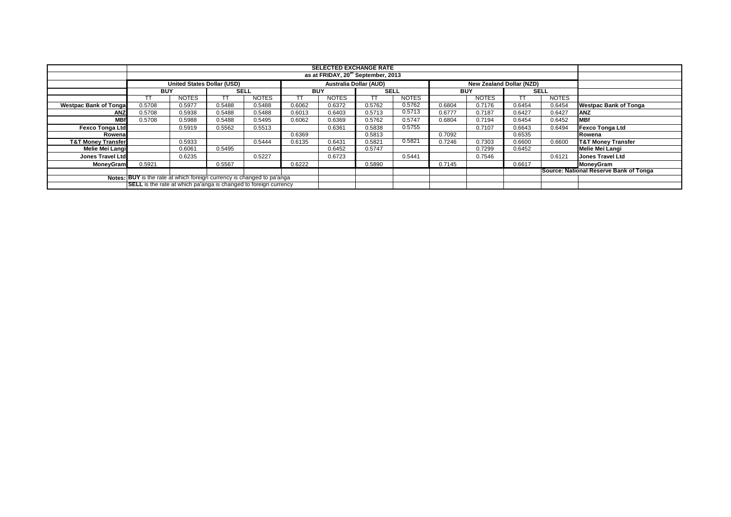| | SELECTED EXCHANGE RATE as at FRIDAY, 20th September, 2013 | | | | | | | | | | | | |
|---|---|---|---|---|---|---|---|---|---|---|---|---|---|
| | United States Dollar (USD) | | | | Australia Dollar (AUD) | | | | New Zealand Dollar (NZD) | | | | |
| | BUY | | SELL | | BUY | | SELL | | BUY | | SELL | | |
| | TT | NOTES | TT | NOTES | TT | NOTES | TT | NOTES | | NOTES | TT | NOTES | |
| Westpac Bank of Tonga | 0.5708 | 0.5977 | 0.5488 | 0.5488 | 0.6062 | 0.6372 | 0.5762 | 0.5762 | 0.6804 | 0.7176 | 0.6454 | 0.6454 | Westpac Bank of Tonga |
| ANZ | 0.5708 | 0.5938 | 0.5488 | 0.5488 | 0.6013 | 0.6403 | 0.5713 | 0.5713 | 0.6777 | 0.7187 | 0.6427 | 0.6427 | ANZ |
| MBf | 0.5708 | 0.5988 | 0.5488 | 0.5495 | 0.6062 | 0.6369 | 0.5762 | 0.5747 | 0.6804 | 0.7194 | 0.6454 | 0.6452 | MBf |
| Fexco Tonga Ltd | | 0.5919 | 0.5562 | 0.5513 | | 0.6361 | 0.5838 | 0.5755 | | 0.7107 | 0.6643 | 0.6494 | Fexco Tonga Ltd |
| Rowena | | | | | 0.6369 | | 0.5813 | | 0.7092 | | 0.6535 | | Rowena |
| T&T Money Transfer | | 0.5933 | | 0.5444 | 0.6135 | 0.6431 | 0.5821 | 0.5821 | 0.7246 | 0.7303 | 0.6600 | 0.6600 | T&T Money Transfer |
| Melie Mei Langi | | 0.6061 | 0.5495 | | | 0.6452 | 0.5747 | | | 0.7299 | 0.6452 | | Melie Mei Langi |
| Jones Travel Ltd | | 0.6235 | | 0.5227 | | 0.6723 | | 0.5441 | | 0.7546 | | 0.6121 | Jones Travel Ltd |
| MoneyGram | 0.5921 | | 0.5567 | | 0.6222 | | 0.5890 | | 0.7145 | | 0.6617 | | MoneyGram |
| | | | | | | | | | | | | | Source: National Reserve Bank of Tonga |
| Notes: | BUY is the rate at which foreign currency is changed to pa'anga | | | | | | | | | | | | |
| | SELL is the rate at which pa'anga is changed to foreign currency | | | | | | | | | | | | |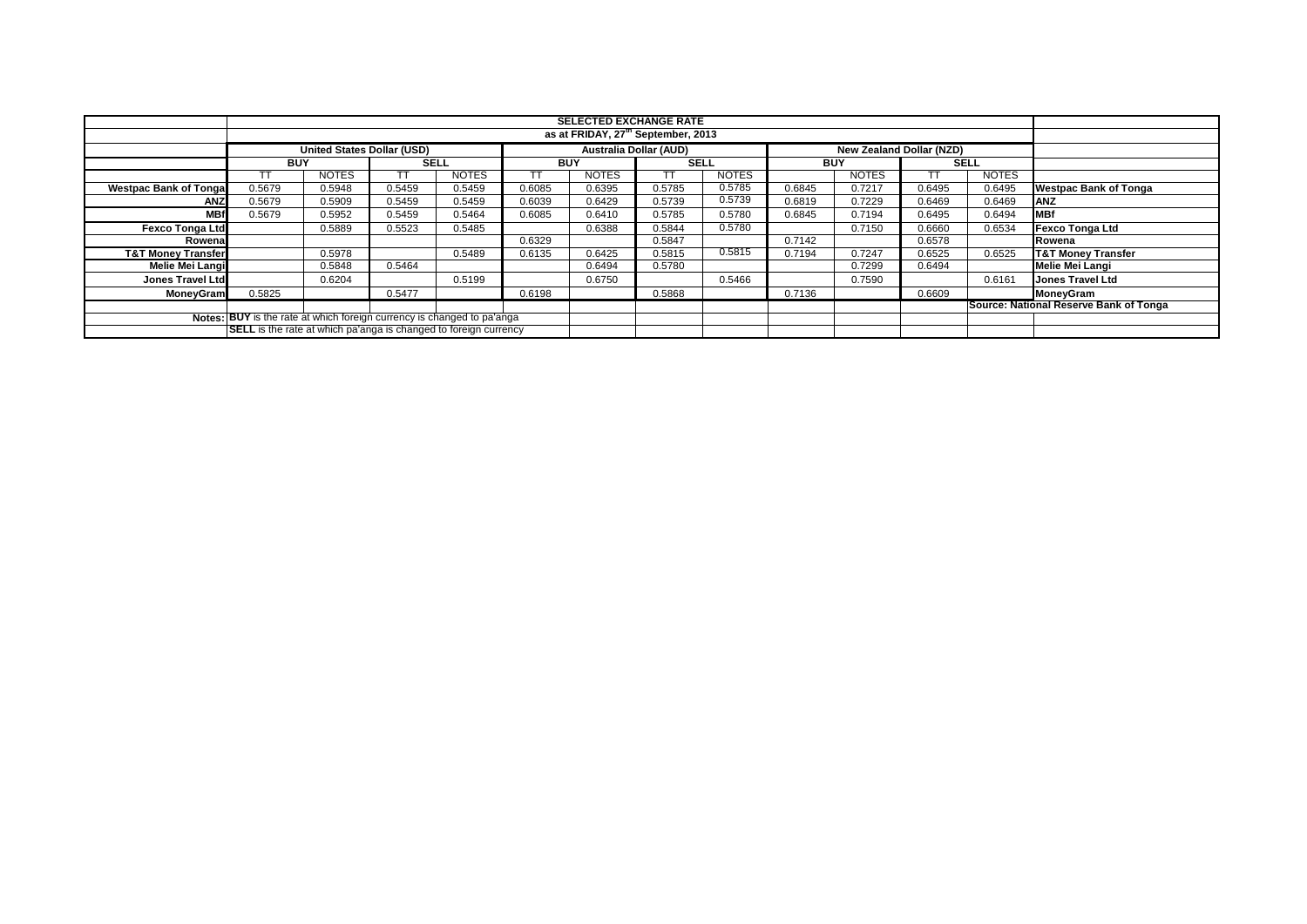| | SELECTED EXCHANGE RATE | | | | | | | | | | | | |
|---|---|---|---|---|---|---|---|---|---|---|---|---|---|
| | as at FRIDAY, 27th September, 2013 | | | | | | | | | | | | |
| | United States Dollar (USD) | | | | Australia Dollar (AUD) | | | | New Zealand Dollar (NZD) | | | | |
| | BUY | | SELL | | BUY | | SELL | | BUY | | SELL | | |
| | TT | NOTES | TT | NOTES | TT | NOTES | TT | NOTES | | NOTES | TT | NOTES | |
| **Westpac Bank of Tonga** | 0.5679 | 0.5948 | 0.5459 | 0.5459 | 0.6085 | 0.6395 | 0.5785 | 0.5785 | 0.6845 | 0.7217 | 0.6495 | 0.6495 | **Westpac Bank of Tonga** |
| **ANZ** | 0.5679 | 0.5909 | 0.5459 | 0.5459 | 0.6039 | 0.6429 | 0.5739 | 0.5739 | 0.6819 | 0.7229 | 0.6469 | 0.6469 | **ANZ** |
| **MBf** | 0.5679 | 0.5952 | 0.5459 | 0.5464 | 0.6085 | 0.6410 | 0.5785 | 0.5780 | 0.6845 | 0.7194 | 0.6495 | 0.6494 | **MBf** |
| **Fexco Tonga Ltd** | | 0.5889 | 0.5523 | 0.5485 | | 0.6388 | 0.5844 | 0.5780 | | 0.7150 | 0.6660 | 0.6534 | **Fexco Tonga Ltd** |
| **Rowena** | | | | | 0.6329 | | 0.5847 | | 0.7142 | | 0.6578 | | **Rowena** |
| **T&T Money Transfer** | | 0.5978 | | 0.5489 | 0.6135 | 0.6425 | 0.5815 | 0.5815 | 0.7194 | 0.7247 | 0.6525 | 0.6525 | **T&T Money Transfer** |
| **Melie Mei Langi** | | 0.5848 | 0.5464 | | | 0.6494 | 0.5780 | | | 0.7299 | 0.6494 | | **Melie Mei Langi** |
| **Jones Travel Ltd** | | 0.6204 | | 0.5199 | | 0.6750 | | 0.5466 | | 0.7590 | | 0.6161 | **Jones Travel Ltd** |
| **MoneyGram** | 0.5825 | | 0.5477 | | 0.6198 | | 0.5868 | | 0.7136 | | 0.6609 | | **MoneyGram** |
| | | | | | | | | | | | | | **Source: National Reserve Bank of Tonga** |
| **Notes:** | **BUY** is the rate at which foreign currency is changed to pa'anga | | | | | | | | | | | | |
| | **SELL** is the rate at which pa'anga is changed to foreign currency | | | | | | | | | | | | |